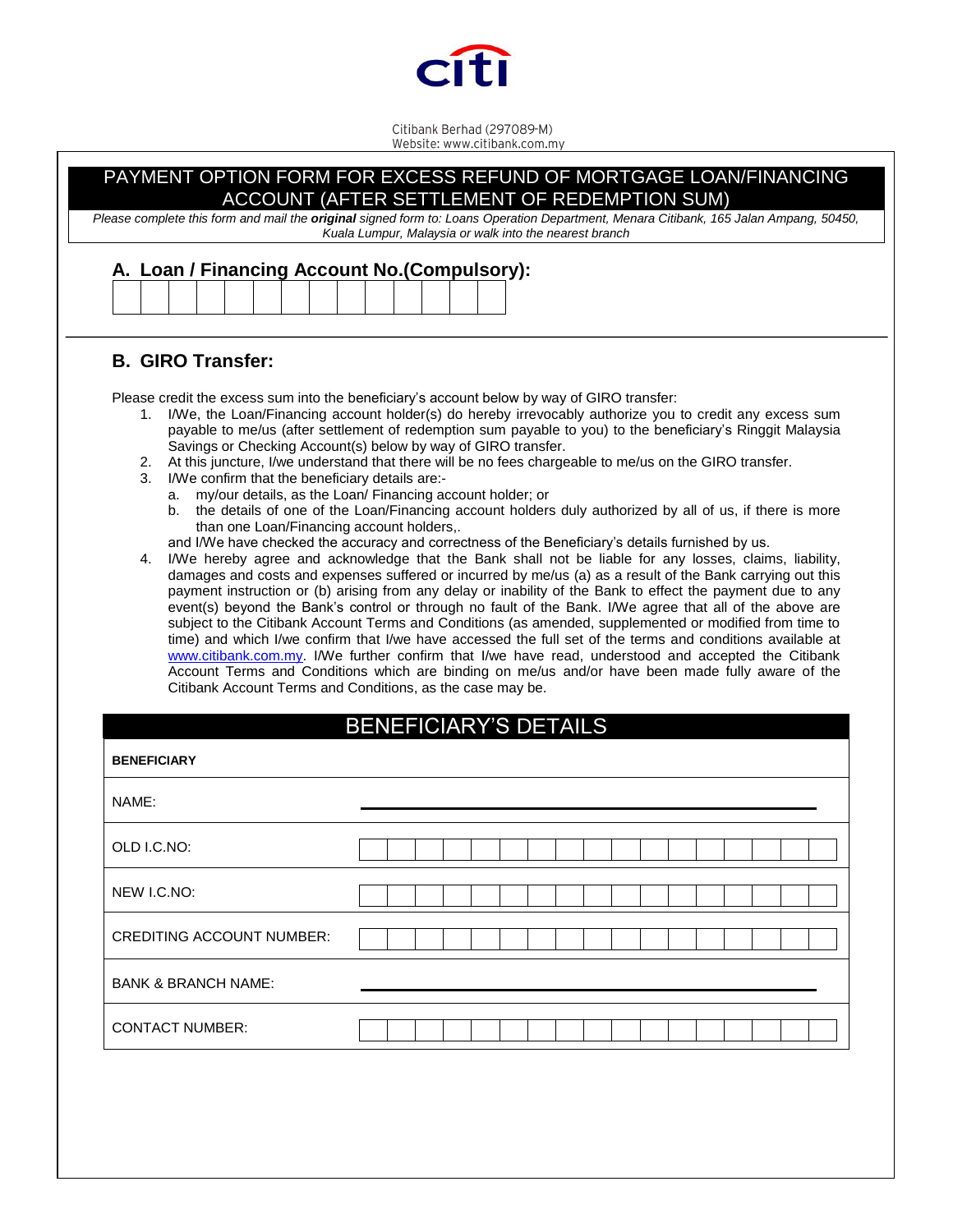Citibank Berhad (297089-M)
Website: www.citibank.com.my

# PAYMENT OPTION FORM FOR EXCESS REFUND OF MORTGAGE LOAN/FINANCING ACCOUNT (AFTER SETTLEMENT OF REDEMPTION SUM)

*Please complete this form and mail the **original** signed form to: Loans Operation Department, Menara Citibank, 165 Jalan Ampang, 50450, Kuala Lumpur, Malaysia or walk into the nearest branch*

## A. Loan / Financing Account No.(Compulsory):

| | | | | | | | | | | | | | |
|---|---|---|---|---|---|---|---|---|---|---|---|---|---|
| | | | | | | | | | | | | | |

## B. GIRO Transfer:

Please credit the excess sum into the beneficiary's account below by way of GIRO transfer:

1. I/We, the Loan/Financing account holder(s) do hereby irrevocably authorize you to credit any excess sum payable to me/us (after settlement of redemption sum payable to you) to the beneficiary's Ringgit Malaysia Savings or Checking Account(s) below by way of GIRO transfer.
2. At this juncture, I/we understand that there will be no fees chargeable to me/us on the GIRO transfer.
3. I/We confirm that the beneficiary details are:-
   a. my/our details, as the Loan/ Financing account holder; or
   b. the details of one of the Loan/Financing account holders duly authorized by all of us, if there is more than one Loan/Financing account holders,.

   and I/We have checked the accuracy and correctness of the Beneficiary's details furnished by us.
4. I/We hereby agree and acknowledge that the Bank shall not be liable for any losses, claims, liability, damages and costs and expenses suffered or incurred by me/us (a) as a result of the Bank carrying out this payment instruction or (b) arising from any delay or inability of the Bank to effect the payment due to any event(s) beyond the Bank's control or through no fault of the Bank. I/We agree that all of the above are subject to the Citibank Account Terms and Conditions (as amended, supplemented or modified from time to time) and which I/we confirm that I/we have accessed the full set of the terms and conditions available at www.citibank.com.my. I/We further confirm that I/we have read, understood and accepted the Citibank Account Terms and Conditions which are binding on me/us and/or have been made fully aware of the Citibank Account Terms and Conditions, as the case may be.

## BENEFICIARY'S DETAILS

| **BENEFICIARY** | |
|---|---|
| NAME: | |
| OLD I.C.NO: | |
| NEW I.C.NO: | |
| CREDITING ACCOUNT NUMBER: | |
| BANK & BRANCH NAME: | |
| CONTACT NUMBER: | |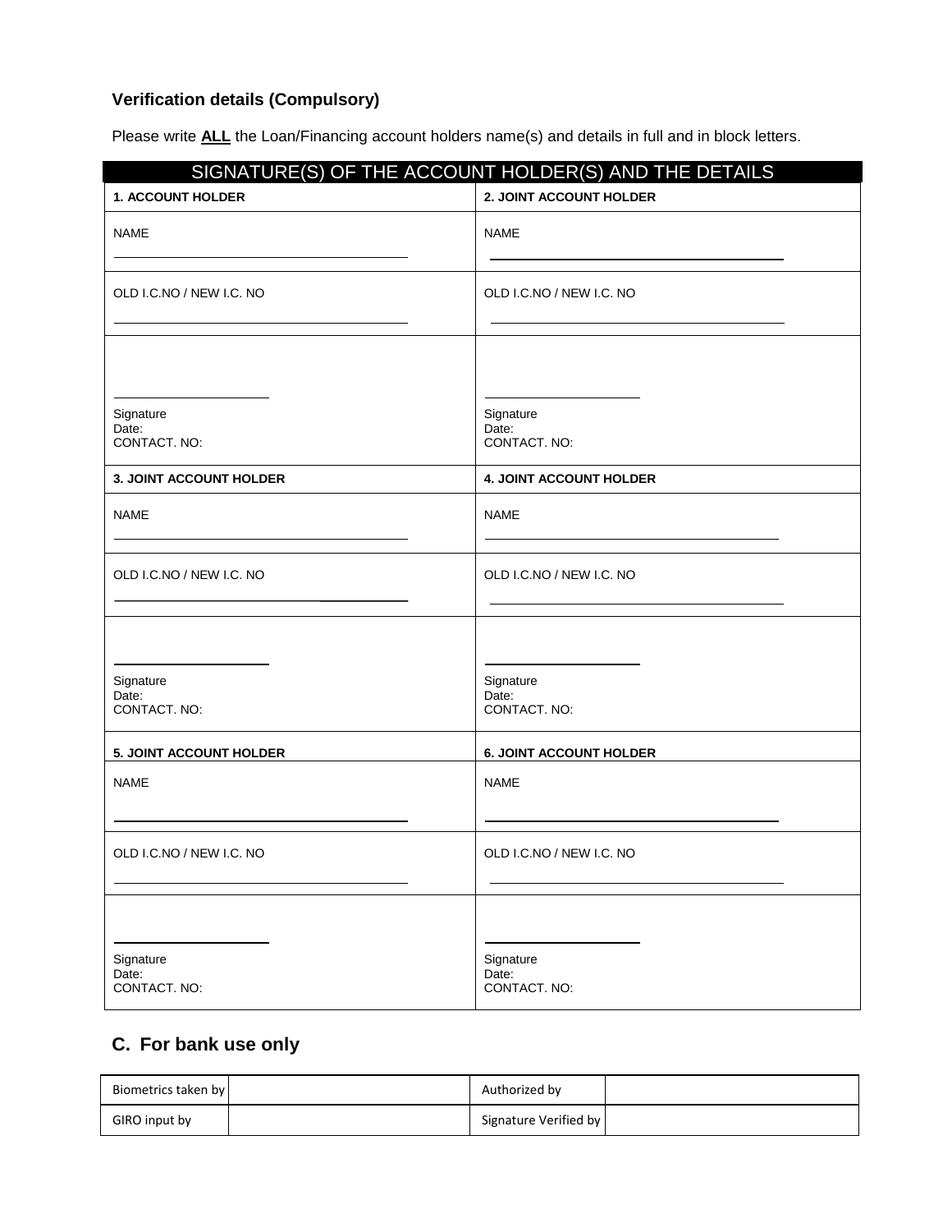**Verification details (Compulsory)**

Please write **ALL** the Loan/Financing account holders name(s) and details in full and in block letters.

| SIGNATURE(S) OF THE ACCOUNT HOLDER(S) AND THE DETAILS | |
|---|---|
| **1. ACCOUNT HOLDER** | **2. JOINT ACCOUNT HOLDER** |
| NAME | NAME |
| OLD I.C.NO / NEW I.C. NO | OLD I.C.NO / NEW I.C. NO |
| Signature<br>Date:<br>CONTACT. NO: | Signature<br>Date:<br>CONTACT. NO: |
| **3. JOINT ACCOUNT HOLDER** | **4. JOINT ACCOUNT HOLDER** |
| NAME | NAME |
| OLD I.C.NO / NEW I.C. NO | OLD I.C.NO / NEW I.C. NO |
| Signature<br>Date:<br>CONTACT. NO: | Signature<br>Date:<br>CONTACT. NO: |
| **5. JOINT ACCOUNT HOLDER** | **6. JOINT ACCOUNT HOLDER** |
| NAME | NAME |
| OLD I.C.NO / NEW I.C. NO | OLD I.C.NO / NEW I.C. NO |
| Signature<br>Date:<br>CONTACT. NO: | Signature<br>Date:<br>CONTACT. NO: |

## C. For bank use only

| | | | |
|---|---|---|---|
| Biometrics taken by | | Authorized by | |
| GIRO input by | | Signature Verified by | |